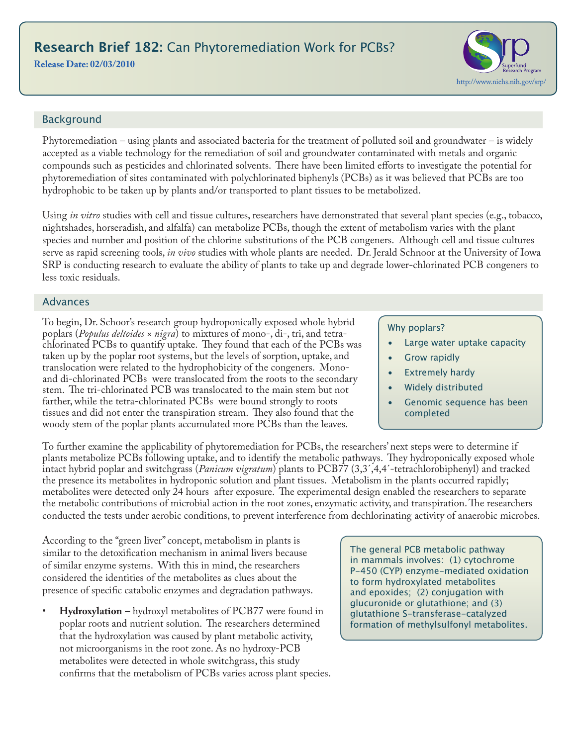# Research Brief 182: Can Phytoremediation Work for PCBs?

**Release Date: 02/03/2010**

http://www.niehs.nih.gov/srp/

## Background

Phytoremediation – using plants and associated bacteria for the treatment of polluted soil and groundwater – is widely accepted as a viable technology for the remediation of soil and groundwater contaminated with metals and organic compounds such as pesticides and chlorinated solvents. There have been limited efforts to investigate the potential for phytoremediation of sites contaminated with polychlorinated biphenyls (PCBs) as it was believed that PCBs are too hydrophobic to be taken up by plants and/or transported to plant tissues to be metabolized.

Using *in vitro* studies with cell and tissue cultures, researchers have demonstrated that several plant species (e.g., tobacco, nightshades, horseradish, and alfalfa) can metabolize PCBs, though the extent of metabolism varies with the plant species and number and position of the chlorine substitutions of the PCB congeners. Although cell and tissue cultures serve as rapid screening tools, *in vivo* studies with whole plants are needed. Dr. Jerald Schnoor at the University of Iowa SRP is conducting research to evaluate the ability of plants to take up and degrade lower-chlorinated PCB congeners to less toxic residuals.

## Advances

To begin, Dr. Schoor's research group hydroponically exposed whole hybrid poplars (*Populus deltoides* × *nigra*) to mixtures of mono-, di-, tri, and tetra-chlorinated PCBs to quantify uptake. They found that each of the PCBs was taken up by the poplar root systems, but the levels of sorption, uptake, and translocation were related to the hydrophobicity of the congeners. Mono- and di-chlorinated PCBs were translocated from the roots to the secondary stem. The tri-chlorinated PCB was translocated to the main stem but not farther, while the tetra-chlorinated PCBs were bound strongly to roots tissues and did not enter the transpiration stream. They also found that the woody stem of the poplar plants accumulated more PCBs than the leaves.

> Why poplars?
>
> - Large water uptake capacity
> - Grow rapidly
> - Extremely hardy
> - Widely distributed
> - Genomic sequence has been completed

To further examine the applicability of phytoremediation for PCBs, the researchers' next steps were to determine if plants metabolize PCBs following uptake, and to identify the metabolic pathways. They hydroponically exposed whole intact hybrid poplar and switchgrass (*Panicum vigratum*) plants to PCB77 (3,3´,4,4´-tetrachlorobiphenyl) and tracked the presence its metabolites in hydroponic solution and plant tissues. Metabolism in the plants occurred rapidly; metabolites were detected only 24 hours after exposure. The experimental design enabled the researchers to separate the metabolic contributions of microbial action in the root zones, enzymatic activity, and transpiration. The researchers conducted the tests under aerobic conditions, to prevent interference from dechlorinating activity of anaerobic microbes.

According to the "green liver" concept, metabolism in plants is similar to the detoxification mechanism in animal livers because of similar enzyme systems. With this in mind, the researchers considered the identities of the metabolites as clues about the presence of specific catabolic enzymes and degradation pathways.

> The general PCB metabolic pathway in mammals involves: (1) cytochrome P-450 (CYP) enzyme-mediated oxidation to form hydroxylated metabolites and epoxides; (2) conjugation with glucuronide or glutathione; and (3) glutathione S-transferase-catalyzed formation of methylsulfonyl metabolites.

- **Hydroxylation** – hydroxyl metabolites of PCB77 were found in poplar roots and nutrient solution. The researchers determined that the hydroxylation was caused by plant metabolic activity, not microorganisms in the root zone. As no hydroxy-PCB metabolites were detected in whole switchgrass, this study confirms that the metabolism of PCBs varies across plant species.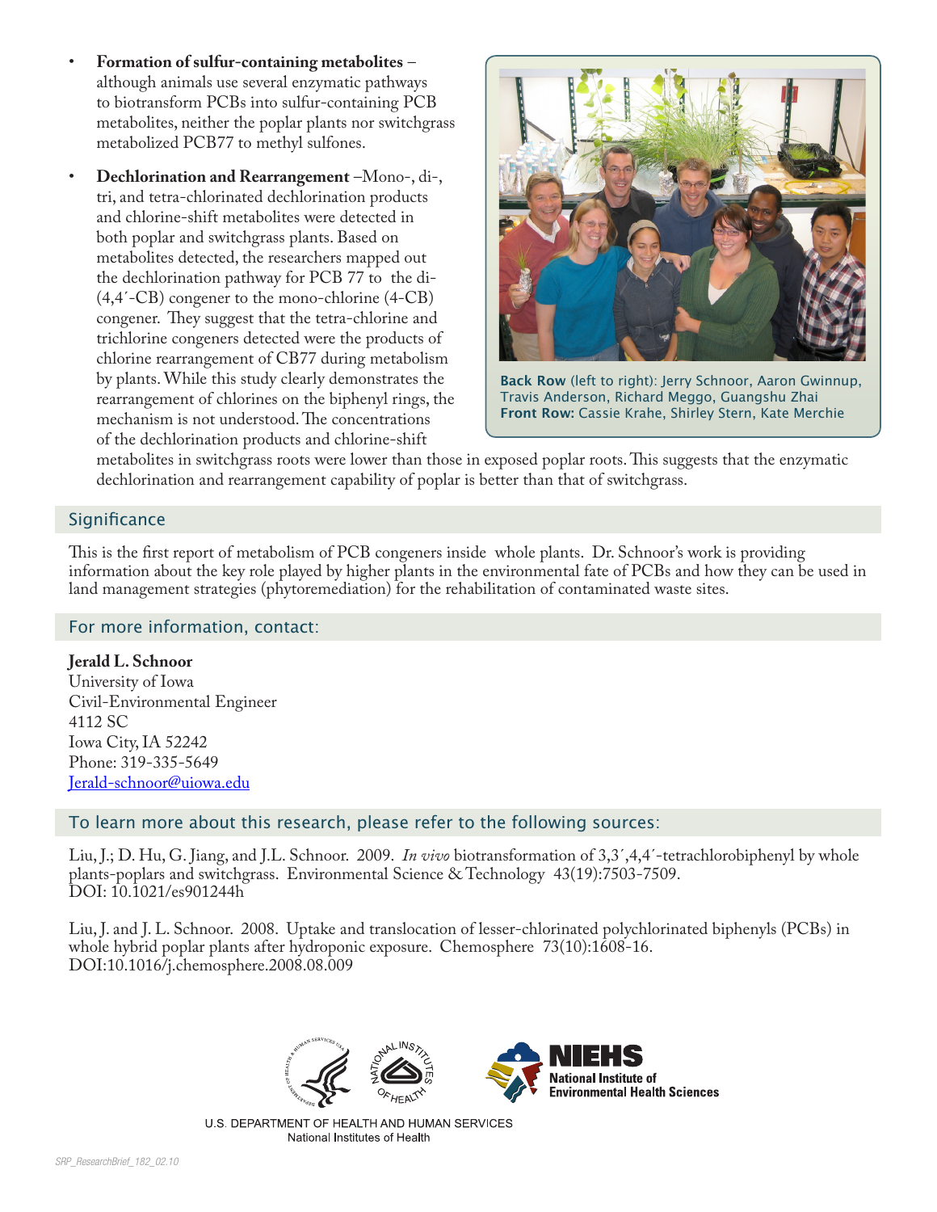- **Formation of sulfur-containing metabolites** – although animals use several enzymatic pathways to biotransform PCBs into sulfur-containing PCB metabolites, neither the poplar plants nor switchgrass metabolized PCB77 to methyl sulfones.
- **Dechlorination and Rearrangement** –Mono-, di-, tri, and tetra-chlorinated dechlorination products and chlorine-shift metabolites were detected in both poplar and switchgrass plants. Based on metabolites detected, the researchers mapped out the dechlorination pathway for PCB 77 to the di-(4,4´-CB) congener to the mono-chlorine (4-CB) congener. They suggest that the tetra-chlorine and trichlorine congeners detected were the products of chlorine rearrangement of CB77 during metabolism by plants. While this study clearly demonstrates the rearrangement of chlorines on the biphenyl rings, the mechanism is not understood. The concentrations of the dechlorination products and chlorine-shift metabolites in switchgrass roots were lower than those in exposed poplar roots. This suggests that the enzymatic dechlorination and rearrangement capability of poplar is better than that of switchgrass.

**Back Row** (left to right): Jerry Schnoor, Aaron Gwinnup, Travis Anderson, Richard Meggo, Guangshu Zhai
**Front Row:** Cassie Krahe, Shirley Stern, Kate Merchie

## Significance

This is the first report of metabolism of PCB congeners inside whole plants. Dr. Schnoor's work is providing information about the key role played by higher plants in the environmental fate of PCBs and how they can be used in land management strategies (phytoremediation) for the rehabilitation of contaminated waste sites.

## For more information, contact:

**Jerald L. Schnoor**
University of Iowa
Civil-Environmental Engineer
4112 SC
Iowa City, IA 52242
Phone: 319-335-5649
Jerald-schnoor@uiowa.edu

## To learn more about this research, please refer to the following sources:

Liu, J.; D. Hu, G. Jiang, and J.L. Schnoor. 2009. *In vivo* biotransformation of 3,3´,4,4´-tetrachlorobiphenyl by whole plants-poplars and switchgrass. Environmental Science & Technology 43(19):7503-7509. DOI: 10.1021/es901244h

Liu, J. and J. L. Schnoor. 2008. Uptake and translocation of lesser-chlorinated polychlorinated biphenyls (PCBs) in whole hybrid poplar plants after hydroponic exposure. Chemosphere 73(10):1608-16. DOI:10.1016/j.chemosphere.2008.08.009

U.S. DEPARTMENT OF HEALTH AND HUMAN SERVICES
National Institutes of Health

NIEHS National Institute of Environmental Health Sciences

SRP_ResearchBrief_182_02.10